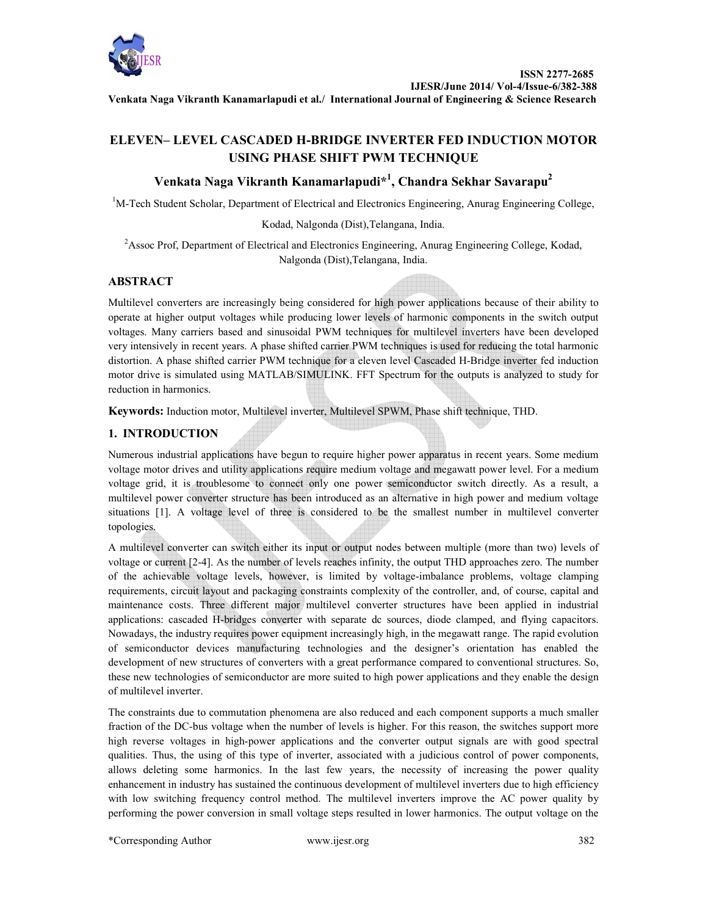# ELEVEN– LEVEL CASCADED H-BRIDGE INVERTER FED INDUCTION MOTOR USING PHASE SHIFT PWM TECHNIQUE

## Venkata Naga Vikranth Kanamarlapudi*[1], Chandra Sekhar Savarapu[2]

[1]M-Tech Student Scholar, Department of Electrical and Electronics Engineering, Anurag Engineering College, Kodad, Nalgonda (Dist),Telangana, India.

[2]Assoc Prof, Department of Electrical and Electronics Engineering, Anurag Engineering College, Kodad, Nalgonda (Dist),Telangana, India.

## ABSTRACT

Multilevel converters are increasingly being considered for high power applications because of their ability to operate at higher output voltages while producing lower levels of harmonic components in the switch output voltages. Many carriers based and sinusoidal PWM techniques for multilevel inverters have been developed very intensively in recent years. A phase shifted carrier PWM techniques is used for reducing the total harmonic distortion. A phase shifted carrier PWM technique for a eleven level Cascaded H-Bridge inverter fed induction motor drive is simulated using MATLAB/SIMULINK. FFT Spectrum for the outputs is analyzed to study for reduction in harmonics.

**Keywords:** Induction motor, Multilevel inverter, Multilevel SPWM, Phase shift technique, THD.

## 1. INTRODUCTION

Numerous industrial applications have begun to require higher power apparatus in recent years. Some medium voltage motor drives and utility applications require medium voltage and megawatt power level. For a medium voltage grid, it is troublesome to connect only one power semiconductor switch directly. As a result, a multilevel power converter structure has been introduced as an alternative in high power and medium voltage situations [1]. A voltage level of three is considered to be the smallest number in multilevel converter topologies.

A multilevel converter can switch either its input or output nodes between multiple (more than two) levels of voltage or current [2-4]. As the number of levels reaches infinity, the output THD approaches zero. The number of the achievable voltage levels, however, is limited by voltage-imbalance problems, voltage clamping requirements, circuit layout and packaging constraints complexity of the controller, and, of course, capital and maintenance costs. Three different major multilevel converter structures have been applied in industrial applications: cascaded H-bridges converter with separate dc sources, diode clamped, and flying capacitors. Nowadays, the industry requires power equipment increasingly high, in the megawatt range. The rapid evolution of semiconductor devices manufacturing technologies and the designer's orientation has enabled the development of new structures of converters with a great performance compared to conventional structures. So, these new technologies of semiconductor are more suited to high power applications and they enable the design of multilevel inverter.

The constraints due to commutation phenomena are also reduced and each component supports a much smaller fraction of the DC-bus voltage when the number of levels is higher. For this reason, the switches support more high reverse voltages in high-power applications and the converter output signals are with good spectral qualities. Thus, the using of this type of inverter, associated with a judicious control of power components, allows deleting some harmonics. In the last few years, the necessity of increasing the power quality enhancement in industry has sustained the continuous development of multilevel inverters due to high efficiency with low switching frequency control method. The multilevel inverters improve the AC power quality by performing the power conversion in small voltage steps resulted in lower harmonics. The output voltage on the

*Corresponding Author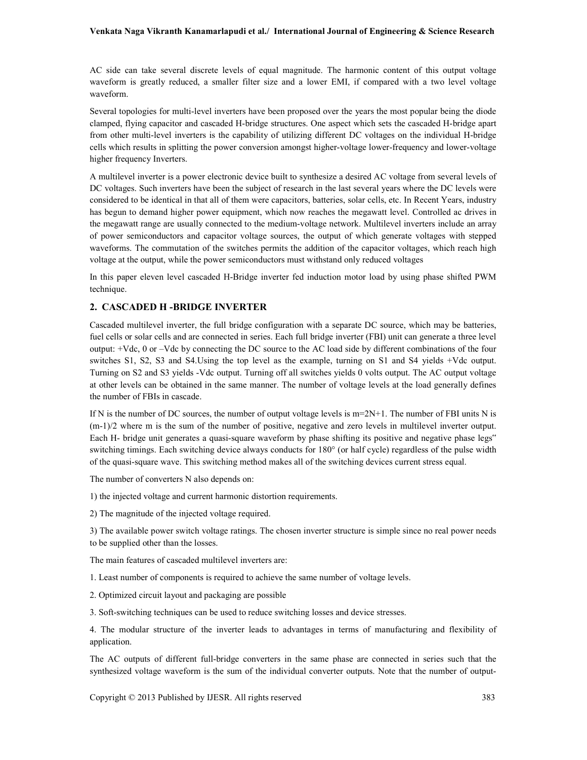AC side can take several discrete levels of equal magnitude. The harmonic content of this output voltage waveform is greatly reduced, a smaller filter size and a lower EMI, if compared with a two level voltage waveform.

Several topologies for multi-level inverters have been proposed over the years the most popular being the diode clamped, flying capacitor and cascaded H-bridge structures. One aspect which sets the cascaded H-bridge apart from other multi-level inverters is the capability of utilizing different DC voltages on the individual H-bridge cells which results in splitting the power conversion amongst higher-voltage lower-frequency and lower-voltage higher frequency Inverters.

A multilevel inverter is a power electronic device built to synthesize a desired AC voltage from several levels of DC voltages. Such inverters have been the subject of research in the last several years where the DC levels were considered to be identical in that all of them were capacitors, batteries, solar cells, etc. In Recent Years, industry has begun to demand higher power equipment, which now reaches the megawatt level. Controlled ac drives in the megawatt range are usually connected to the medium-voltage network. Multilevel inverters include an array of power semiconductors and capacitor voltage sources, the output of which generate voltages with stepped waveforms. The commutation of the switches permits the addition of the capacitor voltages, which reach high voltage at the output, while the power semiconductors must withstand only reduced voltages

In this paper eleven level cascaded H-Bridge inverter fed induction motor load by using phase shifted PWM technique.

## 2. CASCADED H -BRIDGE INVERTER

Cascaded multilevel inverter, the full bridge configuration with a separate DC source, which may be batteries, fuel cells or solar cells and are connected in series. Each full bridge inverter (FBI) unit can generate a three level output: +Vdc, 0 or –Vdc by connecting the DC source to the AC load side by different combinations of the four switches S1, S2, S3 and S4.Using the top level as the example, turning on S1 and S4 yields +Vdc output. Turning on S2 and S3 yields -Vdc output. Turning off all switches yields 0 volts output. The AC output voltage at other levels can be obtained in the same manner. The number of voltage levels at the load generally defines the number of FBIs in cascade.

If N is the number of DC sources, the number of output voltage levels is $m=2N+1$. The number of FBI units N is $(m-1)/2$ where m is the sum of the number of positive, negative and zero levels in multilevel inverter output. Each H- bridge unit generates a quasi-square waveform by phase shifting its positive and negative phase legs‟ switching timings. Each switching device always conducts for 180° (or half cycle) regardless of the pulse width of the quasi-square wave. This switching method makes all of the switching devices current stress equal.

The number of converters N also depends on:

1) the injected voltage and current harmonic distortion requirements.

2) The magnitude of the injected voltage required.

3) The available power switch voltage ratings. The chosen inverter structure is simple since no real power needs to be supplied other than the losses.

The main features of cascaded multilevel inverters are:

1. Least number of components is required to achieve the same number of voltage levels.

2. Optimized circuit layout and packaging are possible

3. Soft-switching techniques can be used to reduce switching losses and device stresses.

4. The modular structure of the inverter leads to advantages in terms of manufacturing and flexibility of application.

The AC outputs of different full-bridge converters in the same phase are connected in series such that the synthesized voltage waveform is the sum of the individual converter outputs. Note that the number of output-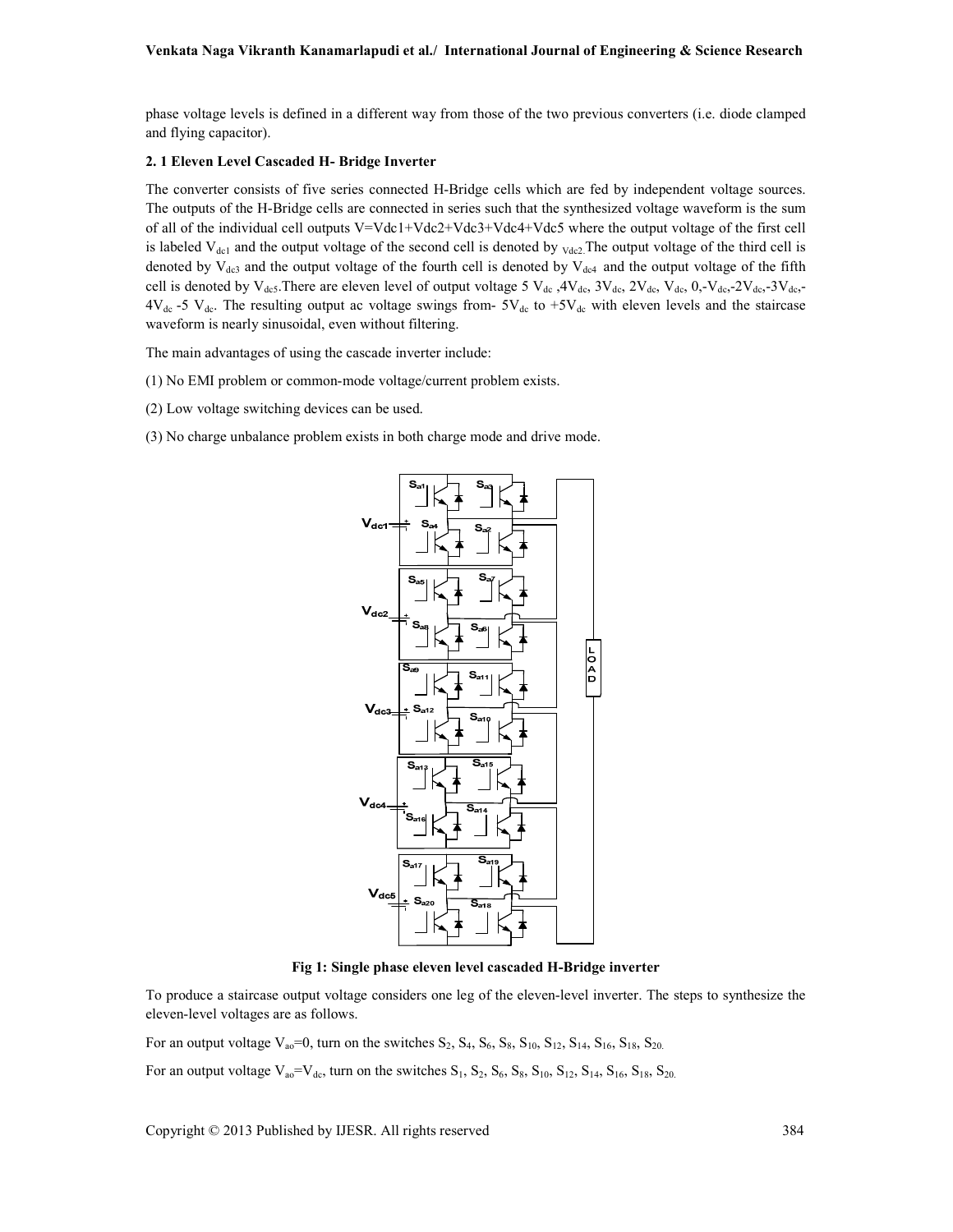phase voltage levels is defined in a different way from those of the two previous converters (i.e. diode clamped and flying capacitor).

**2. 1 Eleven Level Cascaded H- Bridge Inverter**

The converter consists of five series connected H-Bridge cells which are fed by independent voltage sources. The outputs of the H-Bridge cells are connected in series such that the synthesized voltage waveform is the sum of all of the individual cell outputs V=Vdc1+Vdc2+Vdc3+Vdc4+Vdc5 where the output voltage of the first cell is labeled $V_{dc1}$ and the output voltage of the second cell is denoted by $V_{dc2}$.The output voltage of the third cell is denoted by $V_{dc3}$ and the output voltage of the fourth cell is denoted by $V_{dc4}$ and the output voltage of the fifth cell is denoted by $V_{dc5}$.There are eleven level of output voltage 5 $V_{dc}$ ,4$V_{dc}$, 3$V_{dc}$, 2$V_{dc}$, $V_{dc}$, 0,-$V_{dc}$,-2$V_{dc}$,-3$V_{dc}$,-4$V_{dc}$ -5 $V_{dc}$. The resulting output ac voltage swings from- 5$V_{dc}$ to +5$V_{dc}$ with eleven levels and the staircase waveform is nearly sinusoidal, even without filtering.

The main advantages of using the cascade inverter include:

(1) No EMI problem or common-mode voltage/current problem exists.

(2) Low voltage switching devices can be used.

(3) No charge unbalance problem exists in both charge mode and drive mode.

**Fig 1: Single phase eleven level cascaded H-Bridge inverter**

To produce a staircase output voltage considers one leg of the eleven-level inverter. The steps to synthesize the eleven-level voltages are as follows.

For an output voltage $V_{ao}$=0, turn on the switches $S_2$, $S_4$, $S_6$, $S_8$, $S_{10}$, $S_{12}$, $S_{14}$, $S_{16}$, $S_{18}$, $S_{20}$.

For an output voltage $V_{ao}$=$V_{dc}$, turn on the switches $S_1$, $S_2$, $S_6$, $S_8$, $S_{10}$, $S_{12}$, $S_{14}$, $S_{16}$, $S_{18}$, $S_{20}$.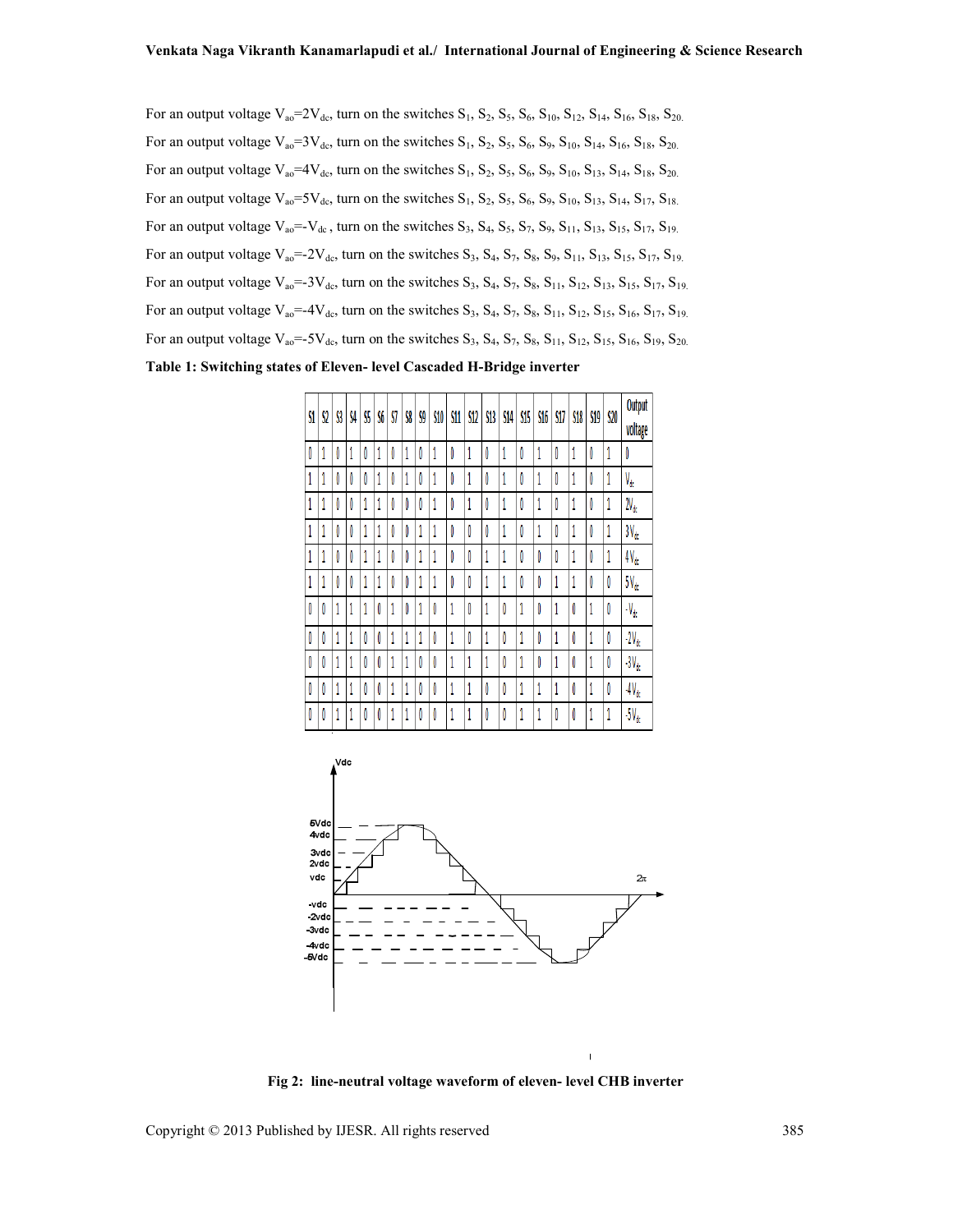For an output voltage $V_{ao}=2V_{dc}$, turn on the switches $S_1$, $S_2$, $S_5$, $S_6$, $S_{10}$, $S_{12}$, $S_{14}$, $S_{16}$, $S_{18}$, $S_{20}$.

For an output voltage $V_{ao}=3V_{dc}$, turn on the switches $S_1$, $S_2$, $S_5$, $S_6$, $S_9$, $S_{10}$, $S_{14}$, $S_{16}$, $S_{18}$, $S_{20}$.

For an output voltage $V_{ao}=4V_{dc}$, turn on the switches $S_1$, $S_2$, $S_5$, $S_6$, $S_9$, $S_{10}$, $S_{13}$, $S_{14}$, $S_{18}$, $S_{20}$.

For an output voltage $V_{ao}=5V_{dc}$, turn on the switches $S_1$, $S_2$, $S_5$, $S_6$, $S_9$, $S_{10}$, $S_{13}$, $S_{14}$, $S_{17}$, $S_{18}$.

For an output voltage $V_{ao}=-V_{dc}$, turn on the switches $S_3$, $S_4$, $S_5$, $S_7$, $S_9$, $S_{11}$, $S_{13}$, $S_{15}$, $S_{17}$, $S_{19}$.

For an output voltage $V_{ao}=-2V_{dc}$, turn on the switches $S_3$, $S_4$, $S_7$, $S_8$, $S_9$, $S_{11}$, $S_{13}$, $S_{15}$, $S_{17}$, $S_{19}$.

For an output voltage $V_{ao}=-3V_{dc}$, turn on the switches $S_3$, $S_4$, $S_7$, $S_8$, $S_{11}$, $S_{12}$, $S_{13}$, $S_{15}$, $S_{17}$, $S_{19}$.

For an output voltage $V_{ao}=-4V_{dc}$, turn on the switches $S_3$, $S_4$, $S_7$, $S_8$, $S_{11}$, $S_{12}$, $S_{15}$, $S_{16}$, $S_{17}$, $S_{19}$.

For an output voltage $V_{ao}=-5V_{dc}$, turn on the switches $S_3$, $S_4$, $S_7$, $S_8$, $S_{11}$, $S_{12}$, $S_{15}$, $S_{16}$, $S_{19}$, $S_{20}$.

**Table 1: Switching states of Eleven- level Cascaded H-Bridge inverter**

| S1 | S2 | S3 | S4 | S5 | S6 | S7 | S8 | S9 | S10 | S11 | S12 | S13 | S14 | S15 | S16 | S17 | S18 | S19 | S20 | Output voltage |
|---|---|---|---|---|---|---|---|---|---|---|---|---|---|---|---|---|---|---|---|---|
| 0 | 1 | 0 | 1 | 0 | 1 | 0 | 1 | 0 | 1 | 0 | 1 | 0 | 1 | 0 | 1 | 0 | 1 | 0 | 1 | 0 |
| 1 | 1 | 0 | 0 | 0 | 1 | 0 | 1 | 0 | 1 | 0 | 1 | 0 | 1 | 0 | 1 | 0 | 1 | 0 | 1 | $V_{dc}$ |
| 1 | 1 | 0 | 0 | 1 | 1 | 0 | 0 | 0 | 1 | 0 | 1 | 0 | 1 | 0 | 1 | 0 | 1 | 0 | 1 | $2V_{dc}$ |
| 1 | 1 | 0 | 0 | 1 | 1 | 0 | 0 | 1 | 1 | 0 | 0 | 0 | 1 | 0 | 1 | 0 | 1 | 0 | 1 | $3V_{dc}$ |
| 1 | 1 | 0 | 0 | 1 | 1 | 0 | 0 | 1 | 1 | 0 | 0 | 1 | 1 | 0 | 0 | 0 | 1 | 0 | 1 | $4V_{dc}$ |
| 1 | 1 | 0 | 0 | 1 | 1 | 0 | 0 | 1 | 1 | 0 | 0 | 1 | 1 | 0 | 0 | 1 | 1 | 0 | 0 | $5V_{dc}$ |
| 0 | 0 | 1 | 1 | 1 | 0 | 1 | 0 | 1 | 0 | 1 | 0 | 1 | 0 | 1 | 0 | 1 | 0 | 1 | 0 | $-V_{dc}$ |
| 0 | 0 | 1 | 1 | 0 | 0 | 1 | 1 | 1 | 0 | 1 | 0 | 1 | 0 | 1 | 0 | 1 | 0 | 1 | 0 | $-2V_{dc}$ |
| 0 | 0 | 1 | 1 | 0 | 0 | 1 | 1 | 0 | 0 | 1 | 1 | 1 | 0 | 1 | 0 | 1 | 0 | 1 | 0 | $-3V_{dc}$ |
| 0 | 0 | 1 | 1 | 0 | 0 | 1 | 1 | 0 | 0 | 1 | 1 | 0 | 0 | 1 | 1 | 1 | 0 | 1 | 0 | $-4V_{dc}$ |
| 0 | 0 | 1 | 1 | 0 | 0 | 1 | 1 | 0 | 0 | 1 | 1 | 0 | 0 | 1 | 1 | 0 | 0 | 1 | 1 | $-5V_{dc}$ |

**Fig 2: line-neutral voltage waveform of eleven- level CHB inverter**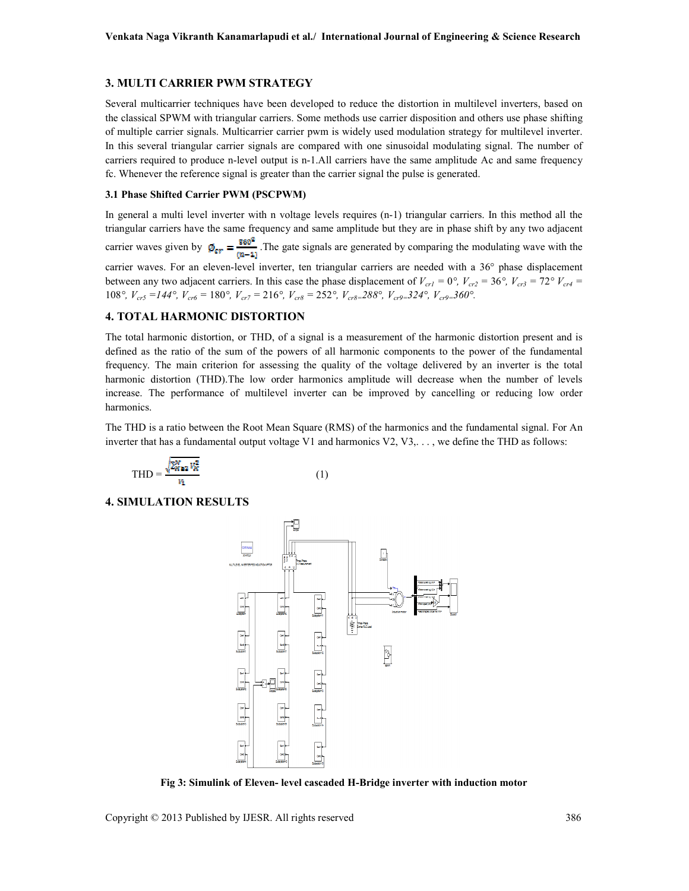## 3. MULTI CARRIER PWM STRATEGY

Several multicarrier techniques have been developed to reduce the distortion in multilevel inverters, based on the classical SPWM with triangular carriers. Some methods use carrier disposition and others use phase shifting of multiple carrier signals. Multicarrier carrier pwm is widely used modulation strategy for multilevel inverter. In this several triangular carrier signals are compared with one sinusoidal modulating signal. The number of carriers required to produce n-level output is n-1.All carriers have the same amplitude Ac and same frequency fc. Whenever the reference signal is greater than the carrier signal the pulse is generated.

### 3.1 Phase Shifted Carrier PWM (PSCPWM)

In general a multi level inverter with n voltage levels requires (n-1) triangular carriers. In this method all the triangular carriers have the same frequency and same amplitude but they are in phase shift by any two adjacent carrier waves given by $\emptyset_{cr} = \frac{360^0}{(n-1)}$ .The gate signals are generated by comparing the modulating wave with the carrier waves. For an eleven-level inverter, ten triangular carriers are needed with a 36° phase displacement between any two adjacent carriers. In this case the phase displacement of $V_{cr1}$ = 0°, $V_{cr2}$ = 36°, $V_{cr3}$ = 72° $V_{cr4}$ = 108°, $V_{cr5}$ =144°, $V_{cr6}$ = 180°, $V_{cr7}$ = 216°, $V_{cr8}$ = 252°, $V_{cr8}$=288°, $V_{cr9}$=324°, $V_{cr9}$=360°.

## 4. TOTAL HARMONIC DISTORTION

The total harmonic distortion, or THD, of a signal is a measurement of the harmonic distortion present and is defined as the ratio of the sum of the powers of all harmonic components to the power of the fundamental frequency. The main criterion for assessing the quality of the voltage delivered by an inverter is the total harmonic distortion (THD).The low order harmonics amplitude will decrease when the number of levels increase. The performance of multilevel inverter can be improved by cancelling or reducing low order harmonics.

The THD is a ratio between the Root Mean Square (RMS) of the harmonics and the fundamental signal. For An inverter that has a fundamental output voltage V1 and harmonics V2, V3,. . . , we define the THD as follows:

$$\text{THD} = \frac{\sqrt{\sum_{K=2}^{N} V_K^2}}{V_1} \quad (1)$$

## 4. SIMULATION RESULTS

Fig 3: Simulink of Eleven- level cascaded H-Bridge inverter with induction motor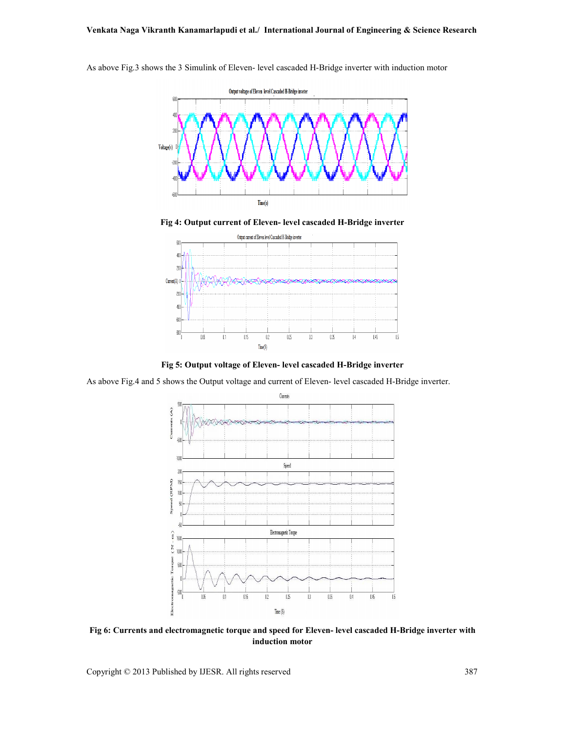As above Fig.3 shows the 3 Simulink of Eleven- level cascaded H-Bridge inverter with induction motor

**Fig 4: Output current of Eleven- level cascaded H-Bridge inverter**

**Fig 5: Output voltage of Eleven- level cascaded H-Bridge inverter**

As above Fig.4 and 5 shows the Output voltage and current of Eleven- level cascaded H-Bridge inverter.

**Fig 6: Currents and electromagnetic torque and speed for Eleven- level cascaded H-Bridge inverter with induction motor**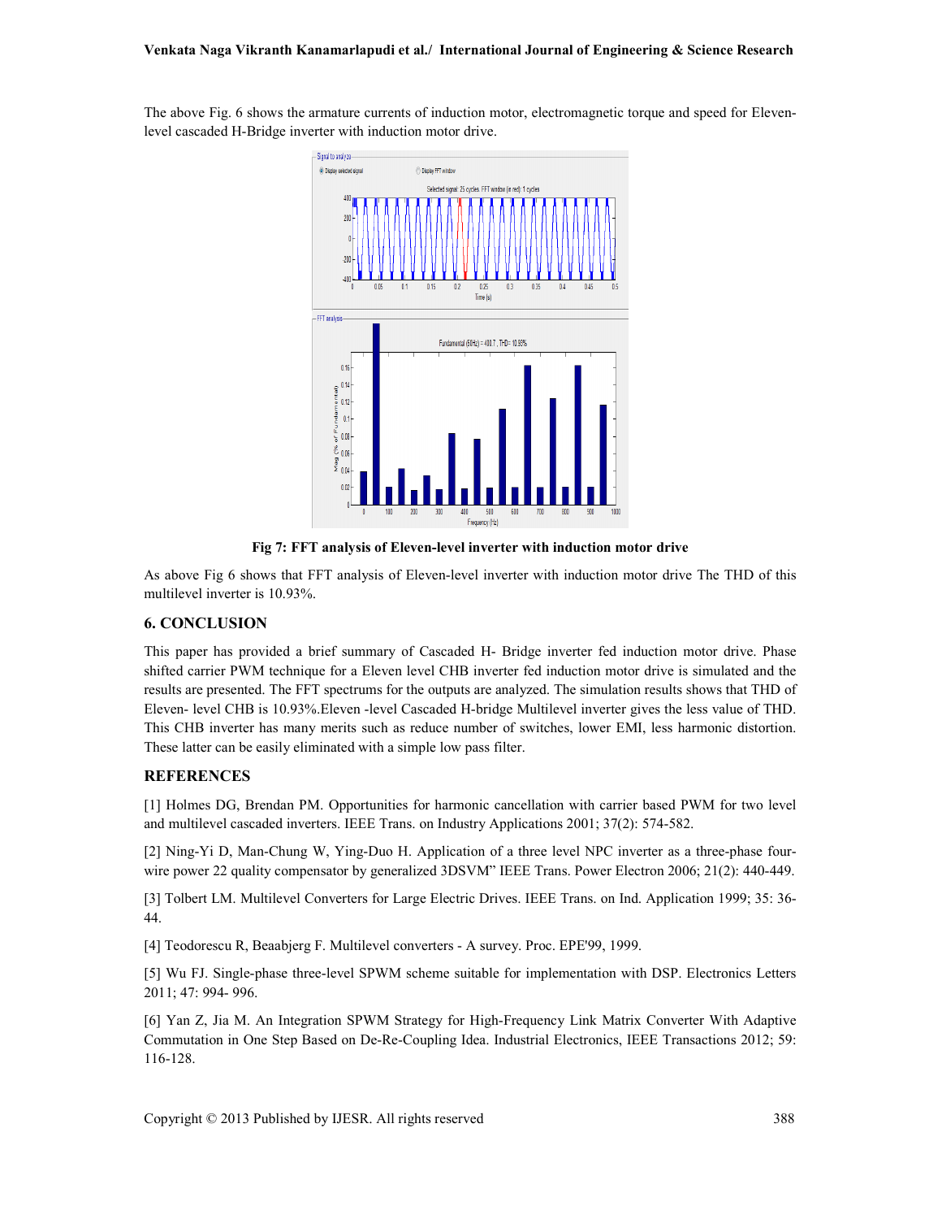The above Fig. 6 shows the armature currents of induction motor, electromagnetic torque and speed for Eleven-level cascaded H-Bridge inverter with induction motor drive.

Signal to analyze

Display selected signal

Display FFT window

Selected signal: 25 cycles. FFT window (in red): 1 cycles

400
200
0
-200
-400

0 0.05 0.1 0.15 0.2 0.25 0.3 0.35 0.4 0.45 0.5

Time (s)

FFT analysis

Fundamental (60Hz) = 400.7 , THD= 10.93%

Mag (% of Fundamental)

0.16
0.14
0.12
0.1
0.08
0.06
0.04
0.02
0

0 100 200 300 400 500 600 700 800 900 1000

Frequency (Hz)

**Fig 7: FFT analysis of Eleven-level inverter with induction motor drive**

As above Fig 6 shows that FFT analysis of Eleven-level inverter with induction motor drive The THD of this multilevel inverter is 10.93%.

## 6. CONCLUSION

This paper has provided a brief summary of Cascaded H- Bridge inverter fed induction motor drive. Phase shifted carrier PWM technique for a Eleven level CHB inverter fed induction motor drive is simulated and the results are presented. The FFT spectrums for the outputs are analyzed. The simulation results shows that THD of Eleven- level CHB is 10.93%.Eleven -level Cascaded H-bridge Multilevel inverter gives the less value of THD. This CHB inverter has many merits such as reduce number of switches, lower EMI, less harmonic distortion. These latter can be easily eliminated with a simple low pass filter.

## REFERENCES

[1] Holmes DG, Brendan PM. Opportunities for harmonic cancellation with carrier based PWM for two level and multilevel cascaded inverters. IEEE Trans. on Industry Applications 2001; 37(2): 574-582.

[2] Ning-Yi D, Man-Chung W, Ying-Duo H. Application of a three level NPC inverter as a three-phase four-wire power 22 quality compensator by generalized 3DSVM" IEEE Trans. Power Electron 2006; 21(2): 440-449.

[3] Tolbert LM. Multilevel Converters for Large Electric Drives. IEEE Trans. on Ind. Application 1999; 35: 36-44.

[4] Teodorescu R, Beaabjerg F. Multilevel converters - A survey. Proc. EPE'99, 1999.

[5] Wu FJ. Single-phase three-level SPWM scheme suitable for implementation with DSP. Electronics Letters 2011; 47: 994- 996.

[6] Yan Z, Jia M. An Integration SPWM Strategy for High-Frequency Link Matrix Converter With Adaptive Commutation in One Step Based on De-Re-Coupling Idea. Industrial Electronics, IEEE Transactions 2012; 59: 116-128.